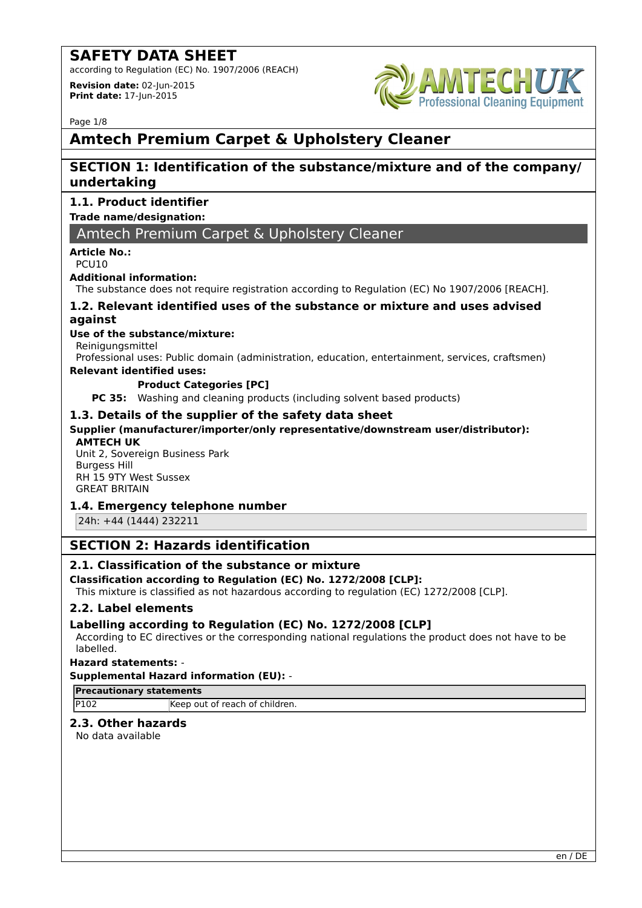# SAFETY DATA SHEET

according to Regulation (EC) No. 1907/2006 (REACH)

**Revision date:** 02-Jun-2015
**Print date:** 17-Jun-2015

# Amtech Premium Carpet & Upholstery Cleaner

## SECTION 1: Identification of the substance/mixture and of the company/undertaking

### 1.1. Product identifier

**Trade name/designation:**

Amtech Premium Carpet & Upholstery Cleaner

**Article No.:**

PCU10

**Additional information:**

The substance does not require registration according to Regulation (EC) No 1907/2006 [REACH].

### 1.2. Relevant identified uses of the substance or mixture and uses advised against

**Use of the substance/mixture:**

Reinigungsmittel

Professional uses: Public domain (administration, education, entertainment, services, craftsmen)

**Relevant identified uses:**

| | **Product Categories [PC]** |
|---|---|
| **PC 35:** | Washing and cleaning products (including solvent based products) |

### 1.3. Details of the supplier of the safety data sheet

**Supplier (manufacturer/importer/only representative/downstream user/distributor):**

**AMTECH UK**
Unit 2, Sovereign Business Park
Burgess Hill
RH 15 9TY West Sussex
GREAT BRITAIN

### 1.4. Emergency telephone number

24h: +44 (1444) 232211

## SECTION 2: Hazards identification

### 2.1. Classification of the substance or mixture

**Classification according to Regulation (EC) No. 1272/2008 [CLP]:**

This mixture is classified as not hazardous according to regulation (EC) 1272/2008 [CLP].

### 2.2. Label elements

### Labelling according to Regulation (EC) No. 1272/2008 [CLP]

According to EC directives or the corresponding national regulations the product does not have to be labelled.

**Hazard statements:** -

**Supplemental Hazard information (EU):** -

| **Precautionary statements** | |
|---|---|
| P102 | Keep out of reach of children. |

### 2.3. Other hazards

No data available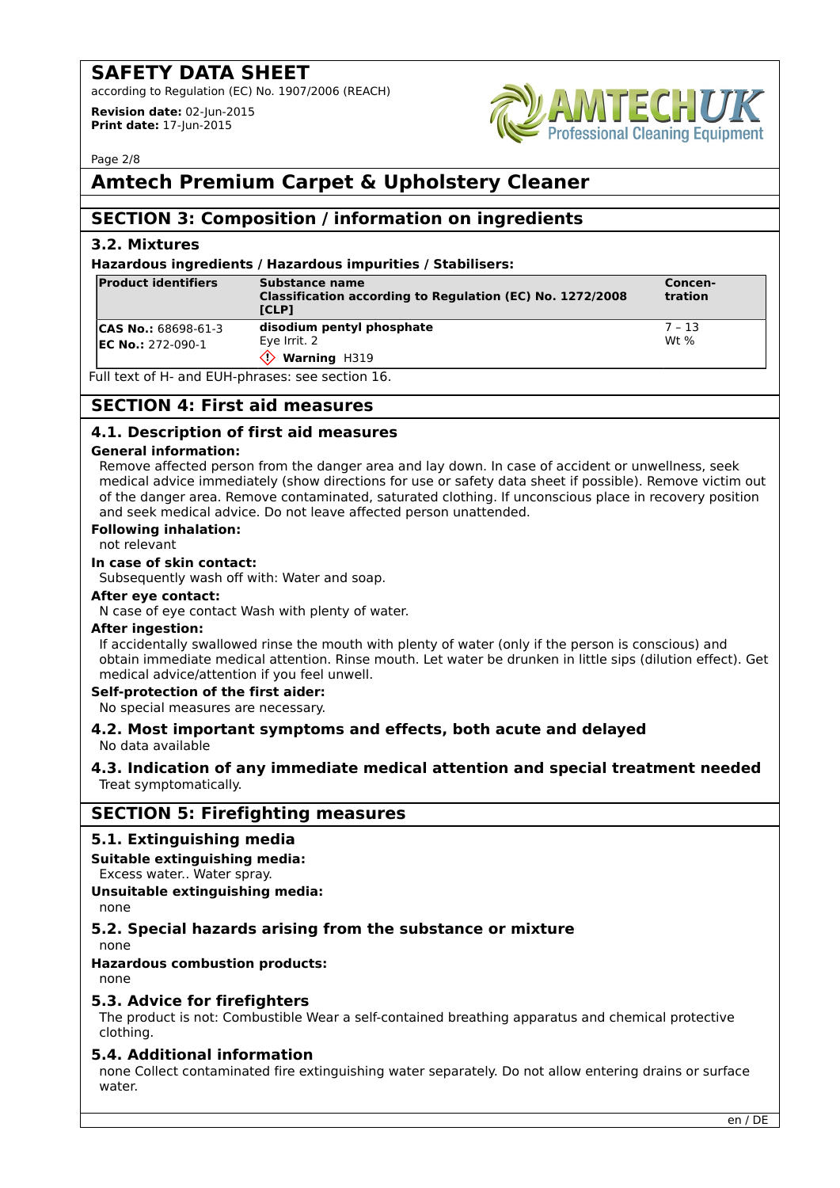# Amtech Premium Carpet & Upholstery Cleaner

## SECTION 3: Composition / information on ingredients

### 3.2. Mixtures

**Hazardous ingredients / Hazardous impurities / Stabilisers:**

| Product identifiers | Substance name<br>Classification according to Regulation (EC) No. 1272/2008 [CLP] | Concen-tration |
|---|---|---|
| **CAS No.:** 68698-61-3<br>**EC No.:** 272-090-1 | **disodium pentyl phosphate**<br>Eye Irrit. 2<br>**Warning** H319 | 7 – 13<br>Wt % |

Full text of H- and EUH-phrases: see section 16.

## SECTION 4: First aid measures

### 4.1. Description of first aid measures

**General information:**

Remove affected person from the danger area and lay down. In case of accident or unwellness, seek medical advice immediately (show directions for use or safety data sheet if possible). Remove victim out of the danger area. Remove contaminated, saturated clothing. If unconscious place in recovery position and seek medical advice. Do not leave affected person unattended.

**Following inhalation:**

not relevant

**In case of skin contact:**

Subsequently wash off with: Water and soap.

**After eye contact:**

N case of eye contact Wash with plenty of water.

**After ingestion:**

If accidentally swallowed rinse the mouth with plenty of water (only if the person is conscious) and obtain immediate medical attention. Rinse mouth. Let water be drunken in little sips (dilution effect). Get medical advice/attention if you feel unwell.

**Self-protection of the first aider:**

No special measures are necessary.

### 4.2. Most important symptoms and effects, both acute and delayed

No data available

### 4.3. Indication of any immediate medical attention and special treatment needed

Treat symptomatically.

## SECTION 5: Firefighting measures

### 5.1. Extinguishing media

**Suitable extinguishing media:**

Excess water.. Water spray.

**Unsuitable extinguishing media:**

none

### 5.2. Special hazards arising from the substance or mixture

none

**Hazardous combustion products:**

none

### 5.3. Advice for firefighters

The product is not: Combustible Wear a self-contained breathing apparatus and chemical protective clothing.

### 5.4. Additional information

none Collect contaminated fire extinguishing water separately. Do not allow entering drains or surface water.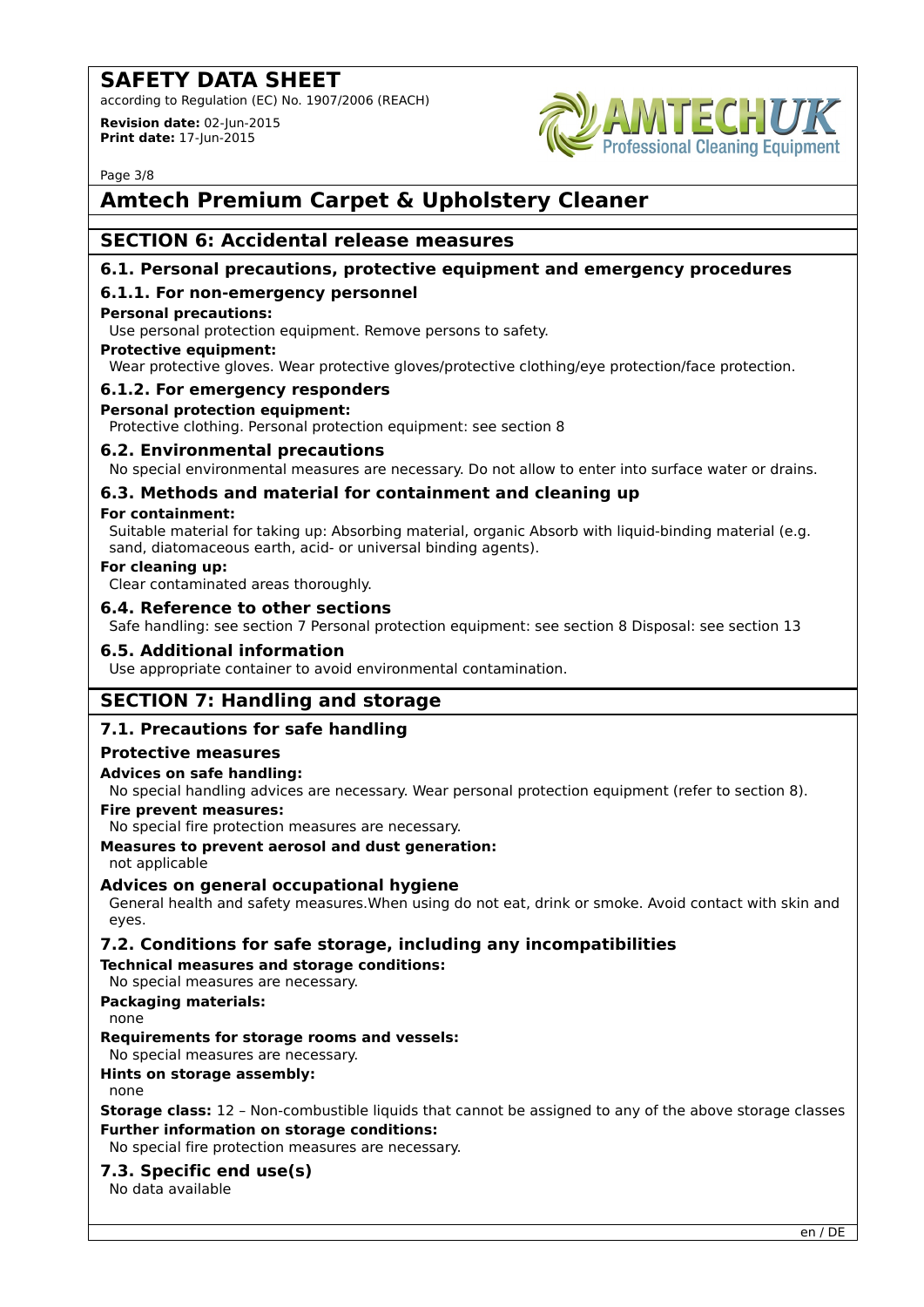## SECTION 6: Accidental release measures

### 6.1. Personal precautions, protective equipment and emergency procedures

#### 6.1.1. For non-emergency personnel

**Personal precautions:**

Use personal protection equipment. Remove persons to safety.

**Protective equipment:**

Wear protective gloves. Wear protective gloves/protective clothing/eye protection/face protection.

#### 6.1.2. For emergency responders

**Personal protection equipment:**

Protective clothing. Personal protection equipment: see section 8

### 6.2. Environmental precautions

No special environmental measures are necessary. Do not allow to enter into surface water or drains.

### 6.3. Methods and material for containment and cleaning up

**For containment:**

Suitable material for taking up: Absorbing material, organic Absorb with liquid-binding material (e.g. sand, diatomaceous earth, acid- or universal binding agents).

**For cleaning up:**

Clear contaminated areas thoroughly.

### 6.4. Reference to other sections

Safe handling: see section 7 Personal protection equipment: see section 8 Disposal: see section 13

### 6.5. Additional information

Use appropriate container to avoid environmental contamination.

## SECTION 7: Handling and storage

### 7.1. Precautions for safe handling

**Protective measures**

**Advices on safe handling:**

No special handling advices are necessary. Wear personal protection equipment (refer to section 8).

**Fire prevent measures:**

No special fire protection measures are necessary.

**Measures to prevent aerosol and dust generation:**

not applicable

**Advices on general occupational hygiene**

General health and safety measures.When using do not eat, drink or smoke. Avoid contact with skin and eyes.

### 7.2. Conditions for safe storage, including any incompatibilities

**Technical measures and storage conditions:**

No special measures are necessary.

**Packaging materials:**

none

**Requirements for storage rooms and vessels:**

No special measures are necessary.

**Hints on storage assembly:**

none

**Storage class:** 12 – Non-combustible liquids that cannot be assigned to any of the above storage classes

**Further information on storage conditions:**

No special fire protection measures are necessary.

### 7.3. Specific end use(s)

No data available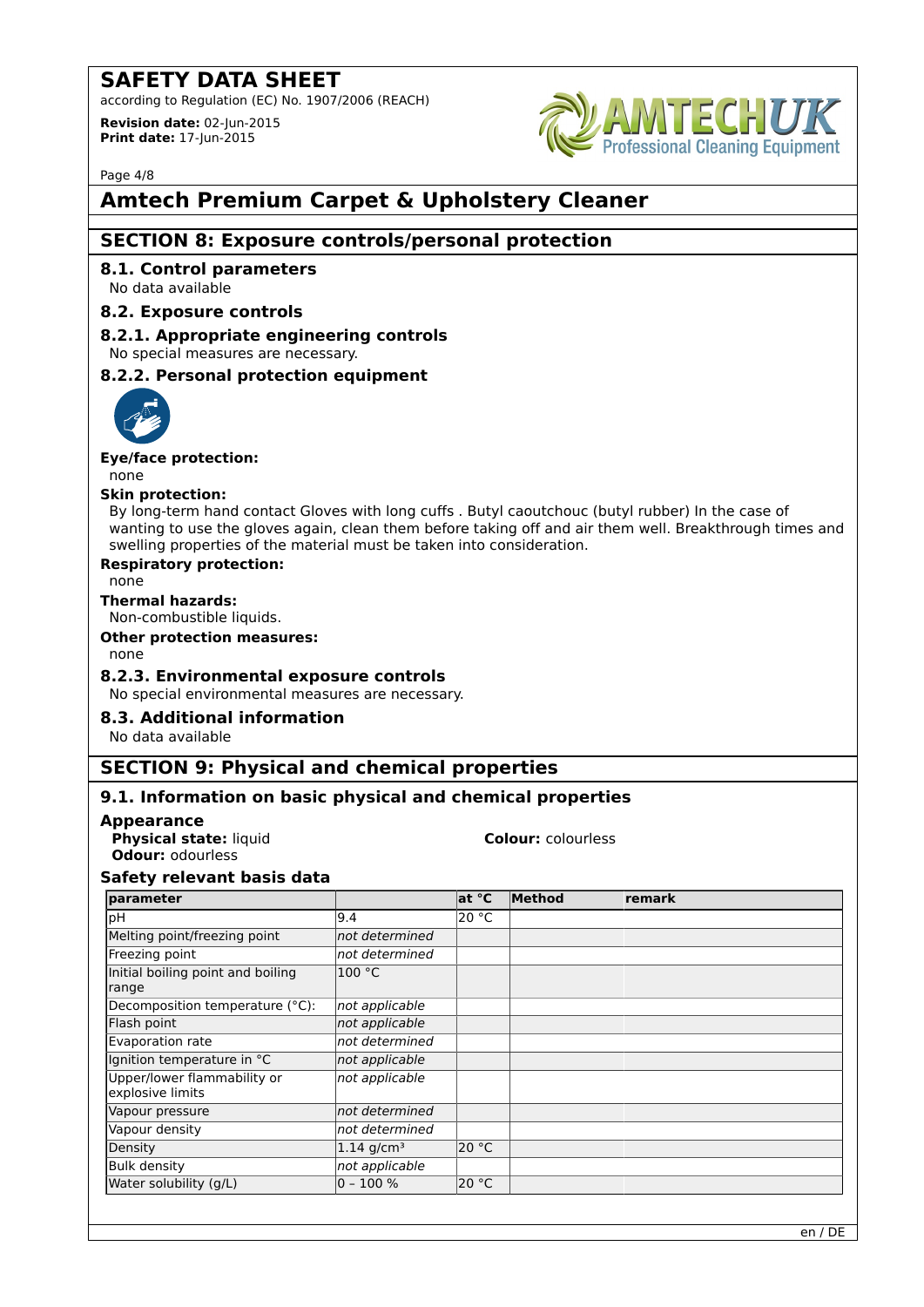# Amtech Premium Carpet & Upholstery Cleaner

## SECTION 8: Exposure controls/personal protection

### 8.1. Control parameters

No data available

### 8.2. Exposure controls

### 8.2.1. Appropriate engineering controls

No special measures are necessary.

### 8.2.2. Personal protection equipment

**Eye/face protection:**

none

**Skin protection:**

By long-term hand contact Gloves with long cuffs . Butyl caoutchouc (butyl rubber) In the case of wanting to use the gloves again, clean them before taking off and air them well. Breakthrough times and swelling properties of the material must be taken into consideration.

**Respiratory protection:**

none

**Thermal hazards:**

Non-combustible liquids.

**Other protection measures:**

none

### 8.2.3. Environmental exposure controls

No special environmental measures are necessary.

### 8.3. Additional information

No data available

## SECTION 9: Physical and chemical properties

### 9.1. Information on basic physical and chemical properties

**Appearance**

**Physical state:** liquid

**Colour:** colourless

**Odour:** odourless

**Safety relevant basis data**

| parameter | | at °C | Method | remark |
|---|---|---|---|---|
| pH | 9.4 | 20 °C | | |
| Melting point/freezing point | *not determined* | | | |
| Freezing point | *not determined* | | | |
| Initial boiling point and boiling range | 100 °C | | | |
| Decomposition temperature (°C): | *not applicable* | | | |
| Flash point | *not applicable* | | | |
| Evaporation rate | *not determined* | | | |
| Ignition temperature in °C | *not applicable* | | | |
| Upper/lower flammability or explosive limits | *not applicable* | | | |
| Vapour pressure | *not determined* | | | |
| Vapour density | *not determined* | | | |
| Density | 1.14 $g/cm^3$ | 20 °C | | |
| Bulk density | *not applicable* | | | |
| Water solubility (g/L) | 0 – 100 % | 20 °C | | |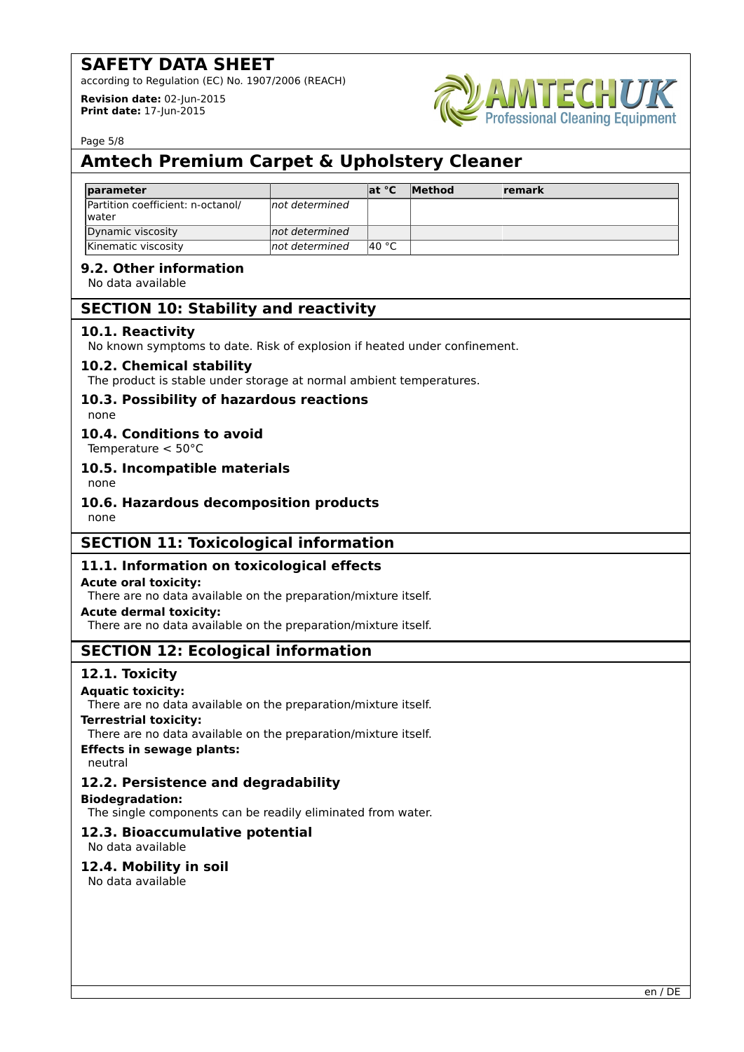| parameter | | at °C | Method | remark |
| --- | --- | --- | --- | --- |
| Partition coefficient: n-octanol/ water | *not determined* | | | |
| Dynamic viscosity | *not determined* | | | |
| Kinematic viscosity | *not determined* | 40 °C | | |

### 9.2. Other information

No data available

## SECTION 10: Stability and reactivity

### 10.1. Reactivity

No known symptoms to date. Risk of explosion if heated under confinement.

### 10.2. Chemical stability

The product is stable under storage at normal ambient temperatures.

### 10.3. Possibility of hazardous reactions

none

### 10.4. Conditions to avoid

Temperature < 50°C

### 10.5. Incompatible materials

none

### 10.6. Hazardous decomposition products

none

## SECTION 11: Toxicological information

### 11.1. Information on toxicological effects

**Acute oral toxicity:**

There are no data available on the preparation/mixture itself.

**Acute dermal toxicity:**

There are no data available on the preparation/mixture itself.

## SECTION 12: Ecological information

### 12.1. Toxicity

**Aquatic toxicity:**

There are no data available on the preparation/mixture itself.

**Terrestrial toxicity:**

There are no data available on the preparation/mixture itself.

**Effects in sewage plants:**

neutral

### 12.2. Persistence and degradability

**Biodegradation:**

The single components can be readily eliminated from water.

### 12.3. Bioaccumulative potential

No data available

### 12.4. Mobility in soil

No data available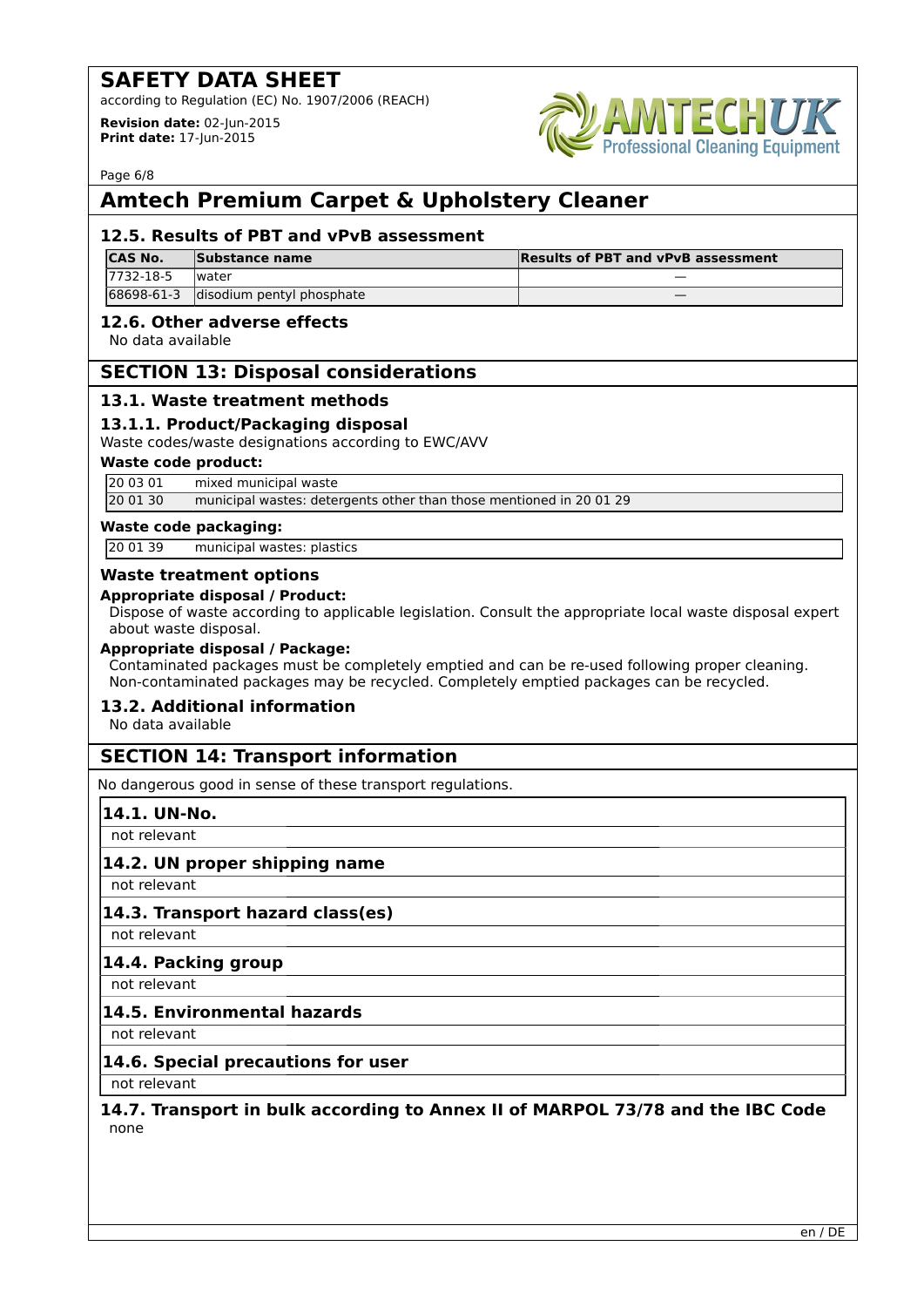# Amtech Premium Carpet & Upholstery Cleaner

### 12.5. Results of PBT and vPvB assessment

| CAS No. | Substance name | Results of PBT and vPvB assessment |
|---|---|---|
| 7732-18-5 | water | — |
| 68698-61-3 | disodium pentyl phosphate | — |

### 12.6. Other adverse effects

No data available

## SECTION 13: Disposal considerations

### 13.1. Waste treatment methods

#### 13.1.1. Product/Packaging disposal

Waste codes/waste designations according to EWC/AVV

**Waste code product:**

| | |
|---|---|
| 20 03 01 | mixed municipal waste |
| 20 01 30 | municipal wastes: detergents other than those mentioned in 20 01 29 |

**Waste code packaging:**

| | |
|---|---|
| 20 01 39 | municipal wastes: plastics |

#### Waste treatment options

**Appropriate disposal / Product:**

Dispose of waste according to applicable legislation. Consult the appropriate local waste disposal expert about waste disposal.

**Appropriate disposal / Package:**

Contaminated packages must be completely emptied and can be re-used following proper cleaning. Non-contaminated packages may be recycled. Completely emptied packages can be recycled.

### 13.2. Additional information

No data available

## SECTION 14: Transport information

No dangerous good in sense of these transport regulations.

### 14.1. UN-No.

not relevant

### 14.2. UN proper shipping name

not relevant

### 14.3. Transport hazard class(es)

not relevant

### 14.4. Packing group

not relevant

### 14.5. Environmental hazards

not relevant

### 14.6. Special precautions for user

not relevant

### 14.7. Transport in bulk according to Annex II of MARPOL 73/78 and the IBC Code

none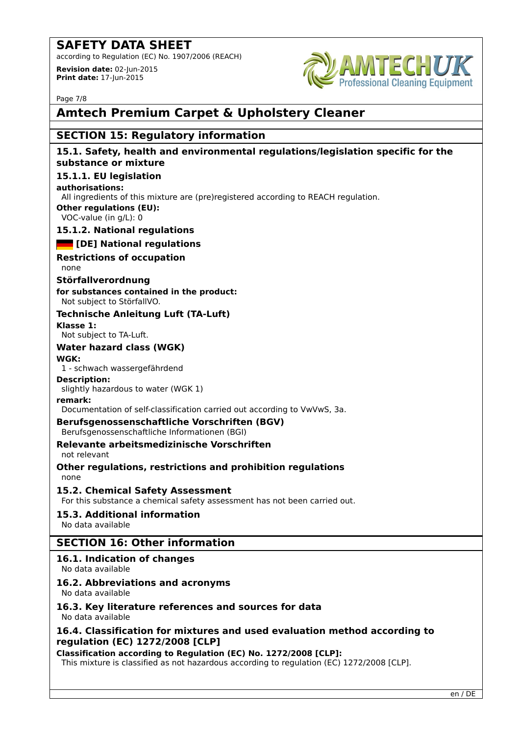# Amtech Premium Carpet & Upholstery Cleaner

## SECTION 15: Regulatory information

### 15.1. Safety, health and environmental regulations/legislation specific for the substance or mixture

#### 15.1.1. EU legislation

**authorisations:**

All ingredients of this mixture are (pre)registered according to REACH regulation.

**Other regulations (EU):**

VOC-value (in g/L): 0

#### 15.1.2. National regulations

**[DE] National regulations**

**Restrictions of occupation**

none

**Störfallverordnung**

**for substances contained in the product:**

Not subject to StörfallVO.

**Technische Anleitung Luft (TA-Luft)**

**Klasse 1:**

Not subject to TA-Luft.

**Water hazard class (WGK)**

**WGK:**

1 - schwach wassergefährdend

**Description:**

slightly hazardous to water (WGK 1)

**remark:**

Documentation of self-classification carried out according to VwVwS, 3a.

**Berufsgenossenschaftliche Vorschriften (BGV)**

Berufsgenossenschaftliche Informationen (BGI)

**Relevante arbeitsmedizinische Vorschriften**

not relevant

**Other regulations, restrictions and prohibition regulations**

none

### 15.2. Chemical Safety Assessment

For this substance a chemical safety assessment has not been carried out.

### 15.3. Additional information

No data available

## SECTION 16: Other information

### 16.1. Indication of changes

No data available

### 16.2. Abbreviations and acronyms

No data available

### 16.3. Key literature references and sources for data

No data available

### 16.4. Classification for mixtures and used evaluation method according to regulation (EC) 1272/2008 [CLP]

**Classification according to Regulation (EC) No. 1272/2008 [CLP]:**

This mixture is classified as not hazardous according to regulation (EC) 1272/2008 [CLP].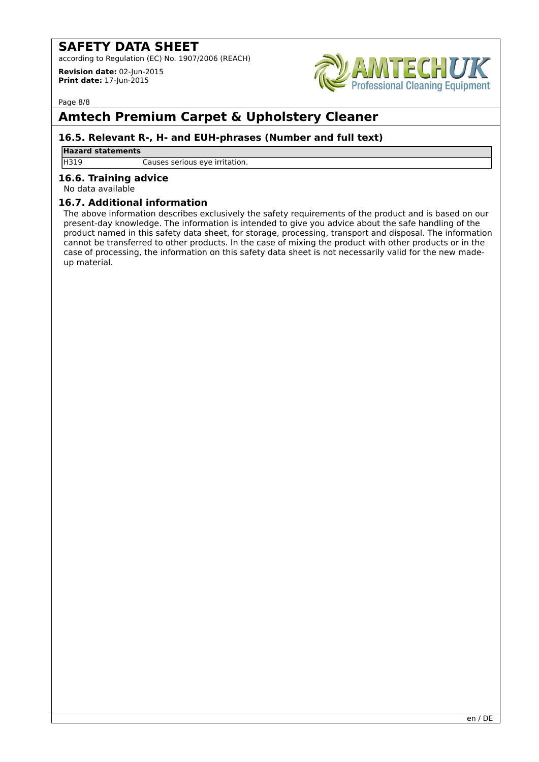## 16.5. Relevant R-, H- and EUH-phrases (Number and full text)

| Hazard statements | |
|---|---|
| H319 | Causes serious eye irritation. |

## 16.6. Training advice

No data available

## 16.7. Additional information

The above information describes exclusively the safety requirements of the product and is based on our present-day knowledge. The information is intended to give you advice about the safe handling of the product named in this safety data sheet, for storage, processing, transport and disposal. The information cannot be transferred to other products. In the case of mixing the product with other products or in the case of processing, the information on this safety data sheet is not necessarily valid for the new made-up material.